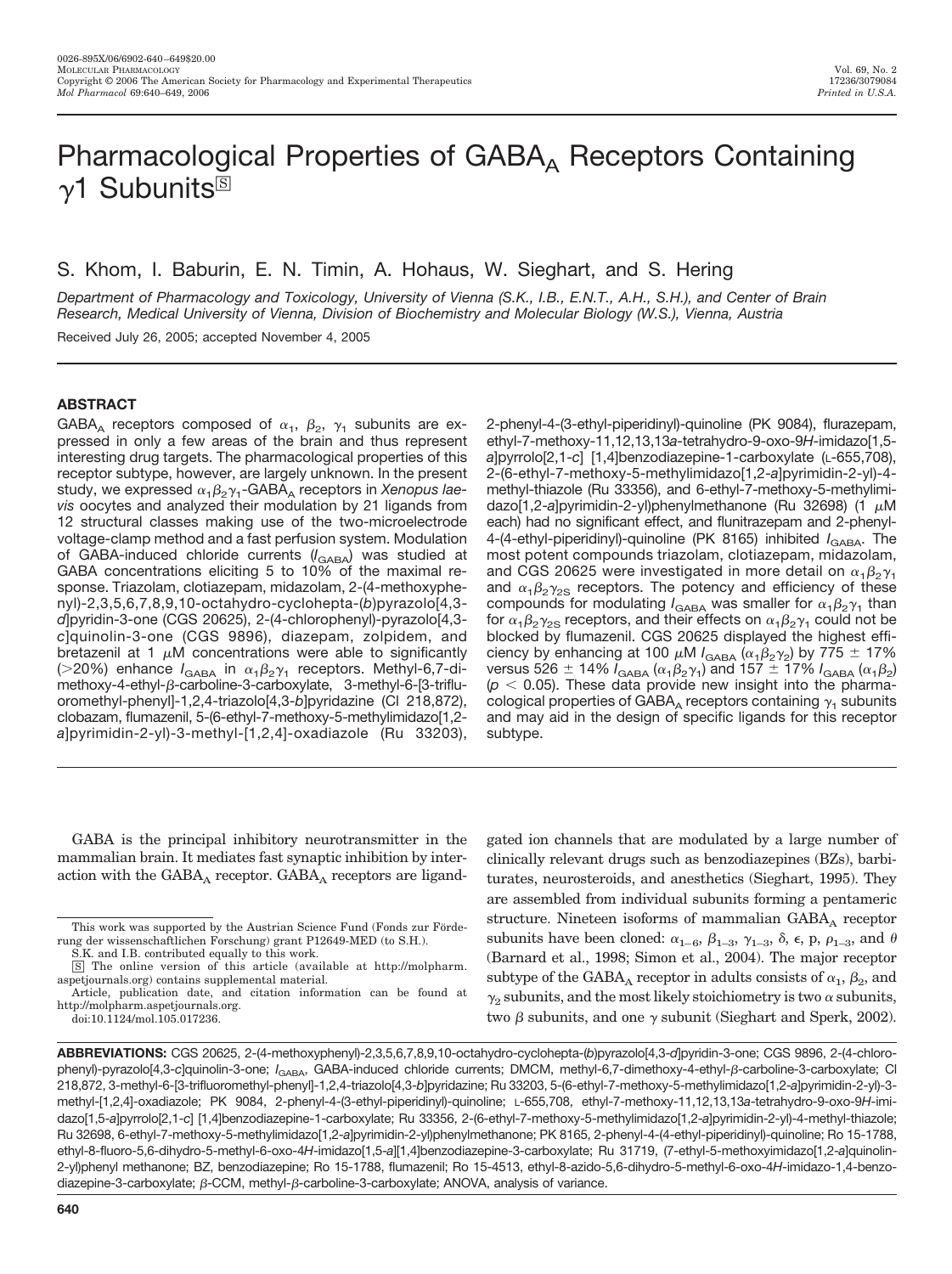# Pharmacological Properties of $GABA_A$ Receptors Containing $\gamma 1$ Subunits

S. Khom, I. Baburin, E. N. Timin, A. Hohaus, W. Sieghart, and S. Hering

*Department of Pharmacology and Toxicology, University of Vienna (S.K., I.B., E.N.T., A.H., S.H.), and Center of Brain Research, Medical University of Vienna, Division of Biochemistry and Molecular Biology (W.S.), Vienna, Austria*

Received July 26, 2005; accepted November 4, 2005

## ABSTRACT

$GABA_A$ receptors composed of $\alpha_1$, $\beta_2$, $\gamma_1$ subunits are expressed in only a few areas of the brain and thus represent interesting drug targets. The pharmacological properties of this receptor subtype, however, are largely unknown. In the present study, we expressed $\alpha_1\beta_2\gamma_1$-$GABA_A$ receptors in *Xenopus laevis* oocytes and analyzed their modulation by 21 ligands from 12 structural classes making use of the two-microelectrode voltage-clamp method and a fast perfusion system. Modulation of GABA-induced chloride currents ($I_{GABA}$) was studied at GABA concentrations eliciting 5 to 10% of the maximal response. Triazolam, clotiazepam, midazolam, 2-(4-methoxyphenyl)-2,3,5,6,7,8,9,10-octahydro-cyclohepta-(*b*)pyrazolo[4,3-*d*]pyridin-3-one (CGS 20625), 2-(4-chlorophenyl)-pyrazolo[4,3-*c*]quinolin-3-one (CGS 9896), diazepam, zolpidem, and bretazenil at 1 μM concentrations were able to significantly (>20%) enhance $I_{GABA}$ in $\alpha_1\beta_2\gamma_1$ receptors. Methyl-6,7-dimethoxy-4-ethyl-β-carboline-3-carboxylate, 3-methyl-6-[3-trifluoromethyl-phenyl]-1,2,4-triazolo[4,3-*b*]pyridazine (Cl 218,872), clobazam, flumazenil, 5-(6-ethyl-7-methoxy-5-methylimidazo[1,2-*a*]pyrimidin-2-yl)-3-methyl-[1,2,4]-oxadiazole (Ru 33203), 2-phenyl-4-(3-ethyl-piperidinyl)-quinoline (PK 9084), flurazepam, ethyl-7-methoxy-11,12,13,13*a*-tetrahydro-9-oxo-9*H*-imidazo[1,5-*a*]pyrrolo[2,1-*c*] [1,4]benzodiazepine-1-carboxylate (L-655,708), 2-(6-ethyl-7-methoxy-5-methylimidazo[1,2-*a*]pyrimidin-2-yl)-4-methyl-thiazole (Ru 33356), and 6-ethyl-7-methoxy-5-methylimidazo[1,2-*a*]pyrimidin-2-yl)phenylmethanone (Ru 32698) (1 μM each) had no significant effect, and flunitrazepam and 2-phenyl-4-(4-ethyl-piperidinyl)-quinoline (PK 8165) inhibited $I_{GABA}$. The most potent compounds triazolam, clotiazepam, midazolam, and CGS 20625 were investigated in more detail on $\alpha_1\beta_2\gamma_1$ and $\alpha_1\beta_2\gamma_{2S}$ receptors. The potency and efficiency of these compounds for modulating $I_{GABA}$ was smaller for $\alpha_1\beta_2\gamma_1$ than for $\alpha_1\beta_2\gamma_{2S}$ receptors, and their effects on $\alpha_1\beta_2\gamma_1$ could not be blocked by flumazenil. CGS 20625 displayed the highest efficiency by enhancing at 100 μM $I_{GABA}$ ($\alpha_1\beta_2\gamma_2$) by 775 ± 17% versus 526 ± 14% $I_{GABA}$ ($\alpha_1\beta_2\gamma_1$) and 157 ± 17% $I_{GABA}$ ($\alpha_1\beta_2$) ($p < 0.05$). These data provide new insight into the pharmacological properties of $GABA_A$ receptors containing $\gamma_1$ subunits and may aid in the design of specific ligands for this receptor subtype.

GABA is the principal inhibitory neurotransmitter in the mammalian brain. It mediates fast synaptic inhibition by interaction with the $GABA_A$ receptor. $GABA_A$ receptors are ligand-gated ion channels that are modulated by a large number of clinically relevant drugs such as benzodiazepines (BZs), barbiturates, neurosteroids, and anesthetics (Sieghart, 1995). They are assembled from individual subunits forming a pentameric structure. Nineteen isoforms of mammalian $GABA_A$ receptor subunits have been cloned: $\alpha_{1-6}$, $\beta_{1-3}$, $\gamma_{1-3}$, δ, ε, p, $\rho_{1-3}$, and θ (Barnard et al., 1998; Simon et al., 2004). The major receptor subtype of the $GABA_A$ receptor in adults consists of $\alpha_1$, $\beta_2$, and $\gamma_2$ subunits, and the most likely stoichiometry is two α subunits, two β subunits, and one γ subunit (Sieghart and Sperk, 2002).

This work was supported by the Austrian Science Fund (Fonds zur Förderung der wissenschaftlichen Forschung) grant P12649-MED (to S.H.).

S.K. and I.B. contributed equally to this work.

[S] The online version of this article (available at http://molpharm.aspetjournals.org) contains supplemental material.

Article, publication date, and citation information can be found at http://molpharm.aspetjournals.org.

doi:10.1124/mol.105.017236.

**ABBREVIATIONS:** CGS 20625, 2-(4-methoxyphenyl)-2,3,5,6,7,8,9,10-octahydro-cyclohepta-(*b*)pyrazolo[4,3-*d*]pyridin-3-one; CGS 9896, 2-(4-chlorophenyl)-pyrazolo[4,3-c]quinolin-3-one; $I_{GABA}$, GABA-induced chloride currents; DMCM, methyl-6,7-dimethoxy-4-ethyl-β-carboline-3-carboxylate; Cl 218,872, 3-methyl-6-[3-trifluoromethyl-phenyl]-1,2,4-triazolo[4,3-*b*]pyridazine; Ru 33203, 5-(6-ethyl-7-methoxy-5-methylimidazo[1,2-*a*]pyrimidin-2-yl)-3-methyl-[1,2,4]-oxadiazole; PK 9084, 2-phenyl-4-(3-ethyl-piperidinyl)-quinoline; L-655,708, ethyl-7-methoxy-11,12,13,13*a*-tetrahydro-9-oxo-9*H*-imidazo[1,5-*a*]pyrrolo[2,1-*c*] [1,4]benzodiazepine-1-carboxylate; Ru 33356, 2-(6-ethyl-7-methoxy-5-methylimidazo[1,2-*a*]pyrimidin-2-yl)-4-methyl-thiazole; Ru 32698, 6-ethyl-7-methoxy-5-methylimidazo[1,2-*a*]pyrimidin-2-yl)phenylmethanone; PK 8165, 2-phenyl-4-(4-ethyl-piperidinyl)-quinoline; Ro 15-1788, ethyl-8-fluoro-5,6-dihydro-5-methyl-6-oxo-4*H*-imidazo[1,5-*a*][1,4]benzodiazepine-3-carboxylate; Ru 31719, (7-ethyl-5-methoxyimidazo[1,2-*a*]quinolin-2-yl)phenyl methanone; BZ, benzodiazepine; Ro 15-1788, flumazenil; Ro 15-4513, ethyl-8-azido-5,6-dihydro-5-methyl-6-oxo-4*H*-imidazo-1,4-benzodiazepine-3-carboxylate; β-CCM, methyl-β-carboline-3-carboxylate; ANOVA, analysis of variance.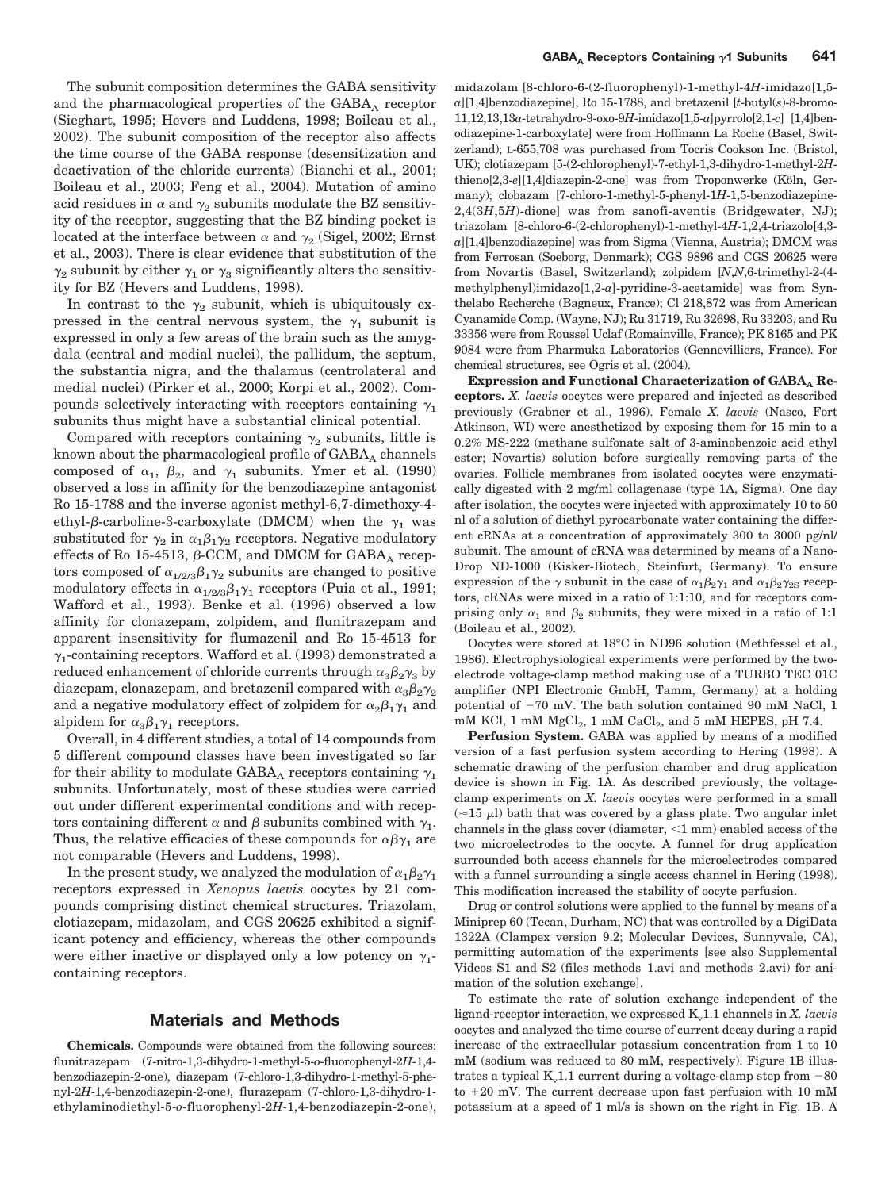The subunit composition determines the GABA sensitivity and the pharmacological properties of the $GABA_A$ receptor (Sieghart, 1995; Hevers and Luddens, 1998; Boileau et al., 2002). The subunit composition of the receptor also affects the time course of the GABA response (desensitization and deactivation of the chloride currents) (Bianchi et al., 2001; Boileau et al., 2003; Feng et al., 2004). Mutation of amino acid residues in $\alpha$ and $\gamma_2$ subunits modulate the BZ sensitivity of the receptor, suggesting that the BZ binding pocket is located at the interface between $\alpha$ and $\gamma_2$ (Sigel, 2002; Ernst et al., 2003). There is clear evidence that substitution of the $\gamma_2$ subunit by either $\gamma_1$ or $\gamma_3$ significantly alters the sensitivity for BZ (Hevers and Luddens, 1998).

In contrast to the $\gamma_2$ subunit, which is ubiquitously expressed in the central nervous system, the $\gamma_1$ subunit is expressed in only a few areas of the brain such as the amygdala (central and medial nuclei), the pallidum, the septum, the substantia nigra, and the thalamus (centrolateral and medial nuclei) (Pirker et al., 2000; Korpi et al., 2002). Compounds selectively interacting with receptors containing $\gamma_1$ subunits thus might have a substantial clinical potential.

Compared with receptors containing $\gamma_2$ subunits, little is known about the pharmacological profile of $GABA_A$ channels composed of $\alpha_1$, $\beta_2$, and $\gamma_1$ subunits. Ymer et al. (1990) observed a loss in affinity for the benzodiazepine antagonist Ro 15-1788 and the inverse agonist methyl-6,7-dimethoxy-4-ethyl-$\beta$-carboline-3-carboxylate (DMCM) when the $\gamma_1$ was substituted for $\gamma_2$ in $\alpha_1\beta_1\gamma_2$ receptors. Negative modulatory effects of Ro 15-4513, $\beta$-CCM, and DMCM for $GABA_A$ receptors composed of $\alpha_{1/2/3}\beta_1\gamma_2$ subunits are changed to positive modulatory effects in $\alpha_{1/2/3}\beta_1\gamma_1$ receptors (Puia et al., 1991; Wafford et al., 1993). Benke et al. (1996) observed a low affinity for clonazepam, zolpidem, and flunitrazepam and apparent insensitivity for flumazenil and Ro 15-4513 for $\gamma_1$-containing receptors. Wafford et al. (1993) demonstrated a reduced enhancement of chloride currents through $\alpha_3\beta_2\gamma_3$ by diazepam, clonazepam, and bretazenil compared with $\alpha_3\beta_2\gamma_2$ and a negative modulatory effect of zolpidem for $\alpha_2\beta_1\gamma_1$ and alpidem for $\alpha_3\beta_1\gamma_1$ receptors.

Overall, in 4 different studies, a total of 14 compounds from 5 different compound classes have been investigated so far for their ability to modulate $GABA_A$ receptors containing $\gamma_1$ subunits. Unfortunately, most of these studies were carried out under different experimental conditions and with receptors containing different $\alpha$ and $\beta$ subunits combined with $\gamma_1$. Thus, the relative efficacies of these compounds for $\alpha\beta\gamma_1$ are not comparable (Hevers and Luddens, 1998).

In the present study, we analyzed the modulation of $\alpha_1\beta_2\gamma_1$ receptors expressed in *Xenopus laevis* oocytes by 21 compounds comprising distinct chemical structures. Triazolam, clotiazepam, midazolam, and CGS 20625 exhibited a significant potency and efficiency, whereas the other compounds were either inactive or displayed only a low potency on $\gamma_1$-containing receptors.

## Materials and Methods

**Chemicals.** Compounds were obtained from the following sources: flunitrazepam (7-nitro-1,3-dihydro-1-methyl-5-*o*-fluorophenyl-2*H*-1,4-benzodiazepin-2-one), diazepam (7-chloro-1,3-dihydro-1-methyl-5-phenyl-2*H*-1,4-benzodiazepin-2-one), flurazepam (7-chloro-1,3-dihydro-1-ethylaminodiethyl-5-*o*-fluorophenyl-2*H*-1,4-benzodiazepin-2-one), midazolam [8-chloro-6-(2-fluorophenyl)-1-methyl-4*H*-imidazo[1,5-*a*][1,4]benzodiazepine], Ro 15-1788, and bretazenil [*t*-butyl(*s*)-8-bromo-11,12,13,13*a*-tetrahydro-9-oxo-9*H*-imidazo[1,5-*a*]pyrrolo[2,1-*c*] [1,4]benodiazepine-1-carboxylate] were from Hoffmann La Roche (Basel, Switzerland); L-655,708 was purchased from Tocris Cookson Inc. (Bristol, UK); clotiazepam [5-(2-chlorophenyl)-7-ethyl-1,3-dihydro-1-methyl-2*H*-thieno[2,3-*e*][1,4]diazepin-2-one] was from Troponwerke (Köln, Germany); clobazam [7-chloro-1-methyl-5-phenyl-1*H*-1,5-benzodiazepine-2,4(3*H*,5*H*)-dione] was from sanofi-aventis (Bridgewater, NJ); triazolam [8-chloro-6-(2-chlorophenyl)-1-methyl-4*H*-1,2,4-triazolo[4,3-*a*][1,4]benzodiazepine] was from Sigma (Vienna, Austria); DMCM was from Ferrosan (Soeborg, Denmark); CGS 9896 and CGS 20625 were from Novartis (Basel, Switzerland); zolpidem [*N*,*N*,6-trimethyl-2-(4-methylphenyl)imidazo[1,2-*a*]-pyridine-3-acetamide] was from Synthelabo Recherche (Bagneux, France); Cl 218,872 was from American Cyanamide Comp. (Wayne, NJ); Ru 31719, Ru 32698, Ru 33203, and Ru 33356 were from Roussel Uclaf (Romainville, France); PK 8165 and PK 9084 were from Pharmuka Laboratories (Gennevilliers, France). For chemical structures, see Ogris et al. (2004).

**Expression and Functional Characterization of $GABA_A$ Receptors.** *X. laevis* oocytes were prepared and injected as described previously (Grabner et al., 1996). Female *X. laevis* (Nasco, Fort Atkinson, WI) were anesthetized by exposing them for 15 min to a 0.2% MS-222 (methane sulfonate salt of 3-aminobenzoic acid ethyl ester; Novartis) solution before surgically removing parts of the ovaries. Follicle membranes from isolated oocytes were enzymatically digested with 2 mg/ml collagenase (type 1A, Sigma). One day after isolation, the oocytes were injected with approximately 10 to 50 nl of a solution of diethyl pyrocarbonate water containing the different cRNAs at a concentration of approximately 300 to 3000 pg/nl/subunit. The amount of cRNA was determined by means of a NanoDrop ND-1000 (Kisker-Biotech, Steinfurt, Germany). To ensure expression of the $\gamma$ subunit in the case of $\alpha_1\beta_2\gamma_1$ and $\alpha_1\beta_2\gamma_{2S}$ receptors, cRNAs were mixed in a ratio of 1:1:10, and for receptors comprising only $\alpha_1$ and $\beta_2$ subunits, they were mixed in a ratio of 1:1 (Boileau et al., 2002).

Oocytes were stored at 18°C in ND96 solution (Methfessel et al., 1986). Electrophysiological experiments were performed by the two-electrode voltage-clamp method making use of a TURBO TEC 01C amplifier (NPI Electronic GmbH, Tamm, Germany) at a holding potential of −70 mV. The bath solution contained 90 mM NaCl, 1 mM KCl, 1 mM $MgCl_2$, 1 mM $CaCl_2$, and 5 mM HEPES, pH 7.4.

**Perfusion System.** GABA was applied by means of a modified version of a fast perfusion system according to Hering (1998). A schematic drawing of the perfusion chamber and drug application device is shown in Fig. 1A. As described previously, the voltage-clamp experiments on *X. laevis* oocytes were performed in a small (≈15 μl) bath that was covered by a glass plate. Two angular inlet channels in the glass cover (diameter, <1 mm) enabled access of the two microelectrodes to the oocyte. A funnel for drug application surrounded both access channels for the microelectrodes compared with a funnel surrounding a single access channel in Hering (1998). This modification increased the stability of oocyte perfusion.

Drug or control solutions were applied to the funnel by means of a Miniprep 60 (Tecan, Durham, NC) that was controlled by a DigiData 1322A (Clampex version 9.2; Molecular Devices, Sunnyvale, CA), permitting automation of the experiments [see also Supplemental Videos S1 and S2 (files methods_1.avi and methods_2.avi) for animation of the solution exchange].

To estimate the rate of solution exchange independent of the ligand-receptor interaction, we expressed $K_v$1.1 channels in *X. laevis* oocytes and analyzed the time course of current decay during a rapid increase of the extracellular potassium concentration from 1 to 10 mM (sodium was reduced to 80 mM, respectively). Figure 1B illustrates a typical $K_v$1.1 current during a voltage-clamp step from −80 to +20 mV. The current decrease upon fast perfusion with 10 mM potassium at a speed of 1 ml/s is shown on the right in Fig. 1B. A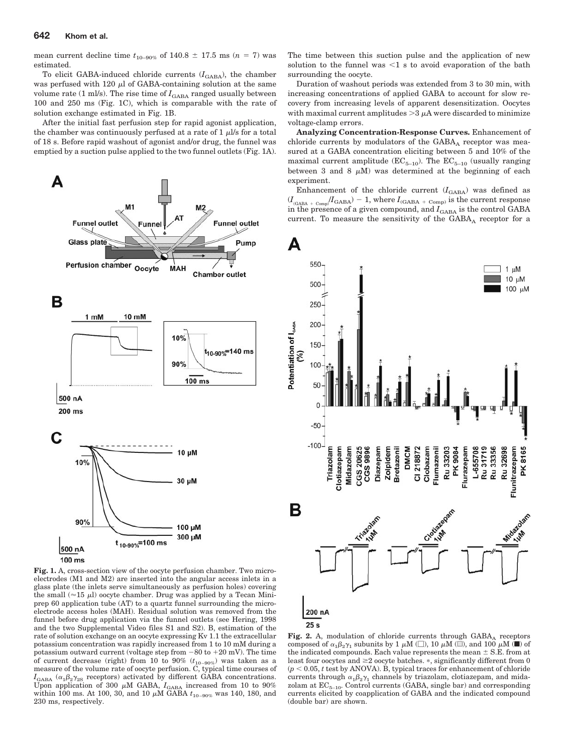mean current decline time $t_{10-90\%}$ of 140.8 ± 17.5 ms ($n$ = 7) was estimated.

To elicit GABA-induced chloride currents ($I_{GABA}$), the chamber was perfused with 120 μl of GABA-containing solution at the same volume rate (1 ml/s). The rise time of $I_{GABA}$ ranged usually between 100 and 250 ms (Fig. 1C), which is comparable with the rate of solution exchange estimated in Fig. 1B.

After the initial fast perfusion step for rapid agonist application, the chamber was continuously perfused at a rate of 1 μl/s for a total of 18 s. Before rapid washout of agonist and/or drug, the funnel was emptied by a suction pulse applied to the two funnel outlets (Fig. 1A). The time between this suction pulse and the application of new solution to the funnel was <1 s to avoid evaporation of the bath surrounding the oocyte.

Duration of washout periods was extended from 3 to 30 min, with increasing concentrations of applied GABA to account for slow recovery from increasing levels of apparent desensitization. Oocytes with maximal current amplitudes >3 μA were discarded to minimize voltage-clamp errors.

**Analyzing Concentration-Response Curves.** Enhancement of chloride currents by modulators of the $GABA_A$ receptor was measured at a GABA concentration eliciting between 5 and 10% of the maximal current amplitude ($EC_{5-10}$). The $EC_{5-10}$ (usually ranging between 3 and 8 μM) was determined at the beginning of each experiment.

Enhancement of the chloride current ($I_{GABA}$) was defined as $(I_{(GABA + Comp)}/I_{GABA}) - 1$, where $I_{(GABA + Comp)}$ is the current response in the presence of a given compound, and $I_{GABA}$ is the control GABA current. To measure the sensitivity of the $GABA_A$ receptor for a

**Fig. 1.** A, cross-section view of the oocyte perfusion chamber. Two microelectrodes (M1 and M2) are inserted into the angular access inlets in a glass plate (the inlets serve simultaneously as perfusion holes) covering the small (≈15 μl) oocyte chamber. Drug was applied by a Tecan Miniprep 60 application tube (AT) to a quartz funnel surrounding the microelectrode access holes (MAH). Residual solution was removed from the funnel before drug application via the funnel outlets (see Hering, 1998 and the two Supplemental Video files S1 and S2). B, estimation of the rate of solution exchange on an oocyte expressing Kv 1.1 the extracellular potassium concentration was rapidly increased from 1 to 10 mM during a potassium outward current (voltage step from −80 to +20 mV). The time of current decrease (right) from 10 to 90% ($t_{10-90\%}$) was taken as a measure of the volume rate of oocyte perfusion. C, typical time courses of $I_{GABA}$ ($\alpha_1\beta_2\gamma_{2S}$ receptors) activated by different GABA concentrations. Upon application of 300 μM GABA, $I_{GABA}$ increased from 10 to 90% within 100 ms. At 100, 30, and 10 μM GABA $t_{10-90\%}$ was 140, 180, and 230 ms, respectively.

**Fig. 2.** A, modulation of chloride currents through $GABA_A$ receptors composed of $\alpha_1\beta_2\gamma_1$ subunits by 1 μM (□), 10 μM (▨), and 100 μM (■) of the indicated compounds. Each value represents the mean ± S.E. from at least four oocytes and ≥2 oocyte batches. *, significantly different from 0 ($p$ < 0.05, $t$ test by ANOVA). B, typical traces for enhancement of chloride currents through $\alpha_1\beta_2\gamma_1$ channels by triazolam, clotiazepam, and midazolam at $EC_{5-10}$. Control currents (GABA, single bar) and corresponding currents elicited by coapplication of GABA and the indicated compound (double bar) are shown.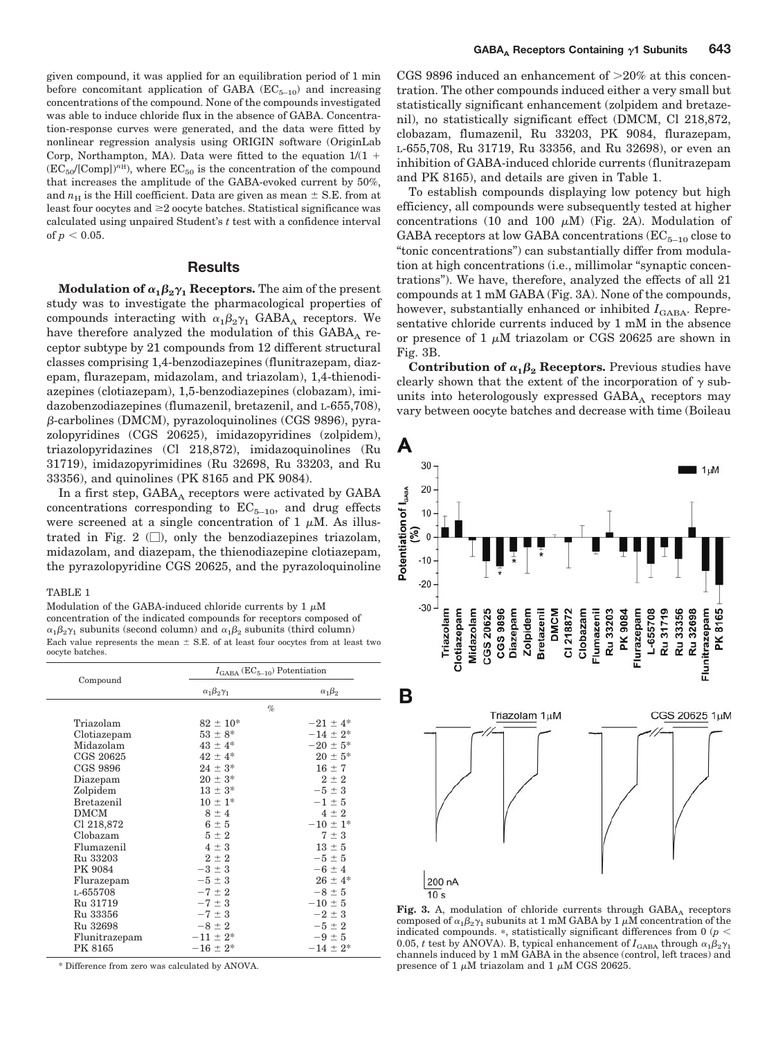given compound, it was applied for an equilibration period of 1 min before concomitant application of GABA ($EC_{5-10}$) and increasing concentrations of the compound. None of the compounds investigated was able to induce chloride flux in the absence of GABA. Concentration-response curves were generated, and the data were fitted by nonlinear regression analysis using ORIGIN software (OriginLab Corp, Northampton, MA). Data were fitted to the equation $1/(1 + (EC_{50}/[Comp])^{n_H})$, where $EC_{50}$ is the concentration of the compound that increases the amplitude of the GABA-evoked current by 50%, and $n_H$ is the Hill coefficient. Data are given as mean ± S.E. from at least four oocytes and ≥2 oocyte batches. Statistical significance was calculated using unpaired Student's *t* test with a confidence interval of $p < 0.05$.

## Results

**Modulation of $\alpha_1\beta_2\gamma_1$ Receptors.** The aim of the present study was to investigate the pharmacological properties of compounds interacting with $\alpha_1\beta_2\gamma_1$ $GABA_A$ receptors. We have therefore analyzed the modulation of this $GABA_A$ receptor subtype by 21 compounds from 12 different structural classes comprising 1,4-benzodiazepines (flunitrazepam, diazepam, flurazepam, midazolam, and triazolam), 1,4-thienodiazepines (clotiazepam), 1,5-benzodiazepines (clobazam), imidazobenzodiazepines (flumazenil, bretazenil, and L-655,708), β-carbolines (DMCM), pyrazoloquinolines (CGS 9896), pyrazolopyridines (CGS 20625), imidazopyridines (zolpidem), triazolopyridazines (Cl 218,872), imidazoquinolines (Ru 31719), imidazopyrimidines (Ru 32698, Ru 33203, and Ru 33356), and quinolines (PK 8165 and PK 9084).

In a first step, $GABA_A$ receptors were activated by GABA concentrations corresponding to $EC_{5-10}$, and drug effects were screened at a single concentration of 1 μM. As illustrated in Fig. 2 (□), only the benzodiazepines triazolam, midazolam, and diazepam, the thienodiazepine clotiazepam, the pyrazolopyridine CGS 20625, and the pyrazoloquinoline CGS 9896 induced an enhancement of >20% at this concentration. The other compounds induced either a very small but statistically significant enhancement (zolpidem and bretazenil), no statistically significant effect (DMCM, Cl 218,872, clobazam, flumazenil, Ru 33203, PK 9084, flurazepam, L-655,708, Ru 31719, Ru 33356, and Ru 32698), or even an inhibition of GABA-induced chloride currents (flunitrazepam and PK 8165), and details are given in Table 1.

TABLE 1

Modulation of the GABA-induced chloride currents by 1 μM concentration of the indicated compounds for receptors composed of $\alpha_1\beta_2\gamma_1$ subunits (second column) and $\alpha_1\beta_2$ subunits (third column)

Each value represents the mean ± S.E. of at least four oocytes from at least two oocyte batches.

| Compound | $I_{GABA}$ ($EC_{5-10}$) Potentiation | |
|---|---|---|
| | $\alpha_1\beta_2\gamma_1$ | $\alpha_1\beta_2$ |
| | % | |
| Triazolam | 82 ± 10* | −21 ± 4* |
| Clotiazepam | 53 ± 8* | −14 ± 2* |
| Midazolam | 43 ± 4* | −20 ± 5* |
| CGS 20625 | 42 ± 4* | 20 ± 5* |
| CGS 9896 | 24 ± 3* | 16 ± 7 |
| Diazepam | 20 ± 3* | 2 ± 2 |
| Zolpidem | 13 ± 3* | −5 ± 3 |
| Bretazenil | 10 ± 1* | −1 ± 5 |
| DMCM | 8 ± 4 | 4 ± 2 |
| Cl 218,872 | 6 ± 5 | −10 ± 1* |
| Clobazam | 5 ± 2 | 7 ± 3 |
| Flumazenil | 4 ± 3 | 13 ± 5 |
| Ru 33203 | 2 ± 2 | −5 ± 5 |
| PK 9084 | −3 ± 3 | −6 ± 4 |
| Flurazepam | −5 ± 3 | 26 ± 4* |
| L-655708 | −7 ± 2 | −8 ± 5 |
| Ru 31719 | −7 ± 3 | −10 ± 5 |
| Ru 33356 | −7 ± 3 | −2 ± 3 |
| Ru 32698 | −8 ± 2 | −5 ± 2 |
| Flunitrazepam | −11 ± 2* | −9 ± 5 |
| PK 8165 | −16 ± 2* | −14 ± 2* |

\* Difference from zero was calculated by ANOVA.

To establish compounds displaying low potency but high efficiency, all compounds were subsequently tested at higher concentrations (10 and 100 μM) (Fig. 2A). Modulation of GABA receptors at low GABA concentrations ($EC_{5-10}$ close to "tonic concentrations") can substantially differ from modulation at high concentrations (i.e., millimolar "synaptic concentrations"). We have, therefore, analyzed the effects of all 21 compounds at 1 mM GABA (Fig. 3A). None of the compounds, however, substantially enhanced or inhibited $I_{GABA}$. Representative chloride currents induced by 1 mM in the absence or presence of 1 μM triazolam or CGS 20625 are shown in Fig. 3B.

**Contribution of $\alpha_1\beta_2$ Receptors.** Previous studies have clearly shown that the extent of the incorporation of γ subunits into heterologously expressed $GABA_A$ receptors may vary between oocyte batches and decrease with time (Boileau

**Fig. 3.** A, modulation of chloride currents through $GABA_A$ receptors composed of $\alpha_1\beta_2\gamma_1$ subunits at 1 mM GABA by 1 μM concentration of the indicated compounds. *, statistically significant differences from 0 ($p < 0.05$, *t* test by ANOVA). B, typical enhancement of $I_{GABA}$ through $\alpha_1\beta_2\gamma_1$ channels induced by 1 mM GABA in the absence (control, left traces) and presence of 1 μM triazolam and 1 μM CGS 20625.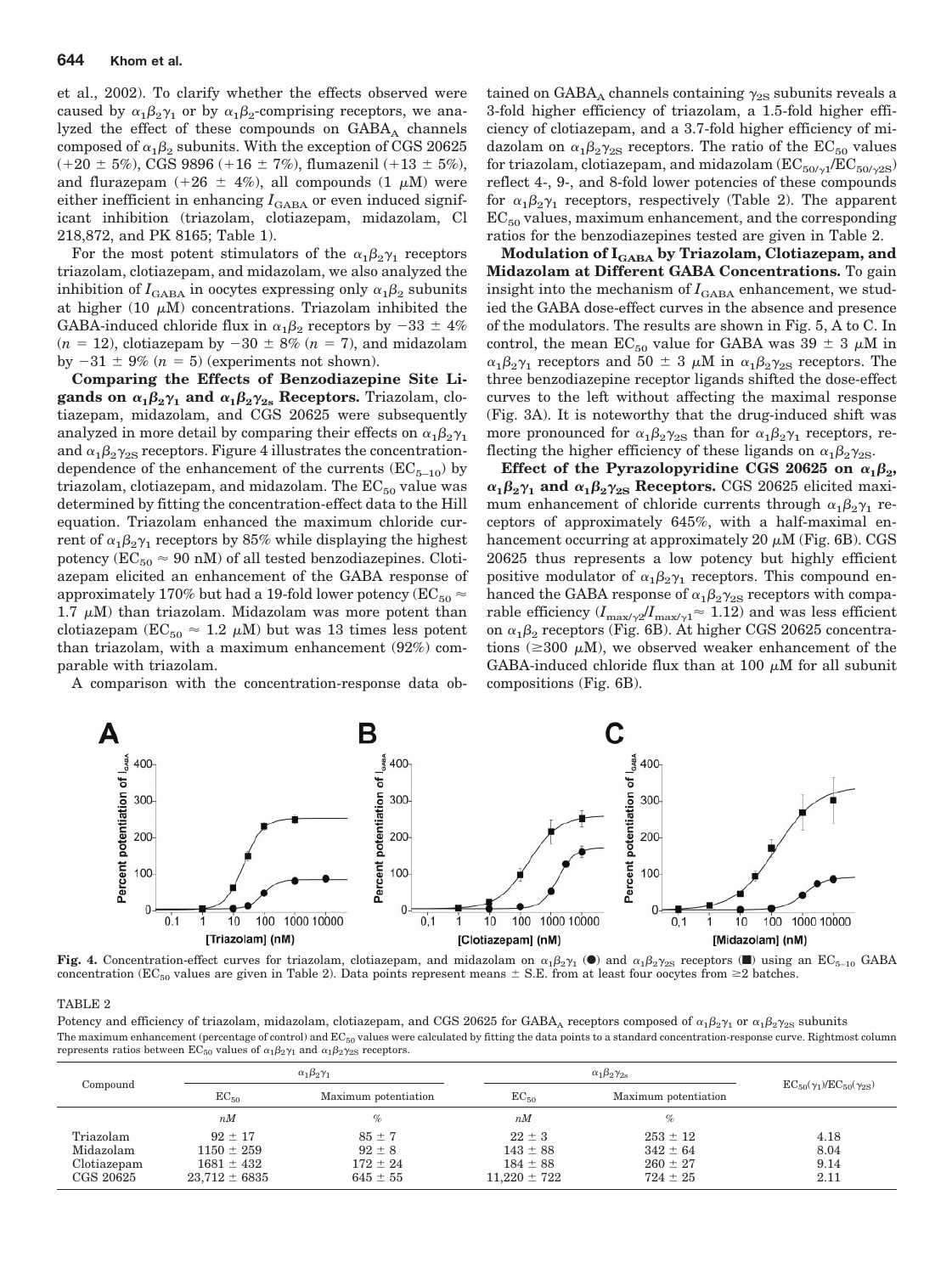et al., 2002). To clarify whether the effects observed were caused by $\alpha_1\beta_2\gamma_1$ or by $\alpha_1\beta_2$-comprising receptors, we analyzed the effect of these compounds on $GABA_A$ channels composed of $\alpha_1\beta_2$ subunits. With the exception of CGS 20625 (+20 ± 5%), CGS 9896 (+16 ± 7%), flumazenil (+13 ± 5%), and flurazepam (+26 ± 4%), all compounds (1 μM) were either inefficient in enhancing $I_{GABA}$ or even induced significant inhibition (triazolam, clotiazepam, midazolam, Cl 218,872, and PK 8165; Table 1).

For the most potent stimulators of the $\alpha_1\beta_2\gamma_1$ receptors triazolam, clotiazepam, and midazolam, we also analyzed the inhibition of $I_{GABA}$ in oocytes expressing only $\alpha_1\beta_2$ subunits at higher (10 μM) concentrations. Triazolam inhibited the GABA-induced chloride flux in $\alpha_1\beta_2$ receptors by −33 ± 4% ($n$ = 12), clotiazepam by −30 ± 8% ($n$ = 7), and midazolam by −31 ± 9% ($n$ = 5) (experiments not shown).

**Comparing the Effects of Benzodiazepine Site Ligands on $\alpha_1\beta_2\gamma_1$ and $\alpha_1\beta_2\gamma_{2s}$ Receptors.** Triazolam, clotiazepam, midazolam, and CGS 20625 were subsequently analyzed in more detail by comparing their effects on $\alpha_1\beta_2\gamma_1$ and $\alpha_1\beta_2\gamma_{2S}$ receptors. Figure 4 illustrates the concentration-dependence of the enhancement of the currents ($EC_{5-10}$) by triazolam, clotiazepam, and midazolam. The $EC_{50}$ value was determined by fitting the concentration-effect data to the Hill equation. Triazolam enhanced the maximum chloride current of $\alpha_1\beta_2\gamma_1$ receptors by 85% while displaying the highest potency ($EC_{50} \approx$ 90 nM) of all tested benzodiazepines. Clotiazepam elicited an enhancement of the GABA response of approximately 170% but had a 19-fold lower potency ($EC_{50} \approx$ 1.7 μM) than triazolam. Midazolam was more potent than clotiazepam ($EC_{50} \approx$ 1.2 μM) but was 13 times less potent than triazolam, with a maximum enhancement (92%) comparable with triazolam.

A comparison with the concentration-response data obtained on $GABA_A$ channels containing $\gamma_{2S}$ subunits reveals a 3-fold higher efficiency of triazolam, a 1.5-fold higher efficiency of clotiazepam, and a 3.7-fold higher efficiency of midazolam on $\alpha_1\beta_2\gamma_{2S}$ receptors. The ratio of the $EC_{50}$ values for triazolam, clotiazepam, and midazolam ($EC_{50/\gamma1}/EC_{50/\gamma2S}$) reflect 4-, 9-, and 8-fold lower potencies of these compounds for $\alpha_1\beta_2\gamma_1$ receptors, respectively (Table 2). The apparent $EC_{50}$ values, maximum enhancement, and the corresponding ratios for the benzodiazepines tested are given in Table 2.

**Modulation of $I_{GABA}$ by Triazolam, Clotiazepam, and Midazolam at Different GABA Concentrations.** To gain insight into the mechanism of $I_{GABA}$ enhancement, we studied the GABA dose-effect curves in the absence and presence of the modulators. The results are shown in Fig. 5, A to C. In control, the mean $EC_{50}$ value for GABA was 39 ± 3 μM in $\alpha_1\beta_2\gamma_1$ receptors and 50 ± 3 μM in $\alpha_1\beta_2\gamma_{2S}$ receptors. The three benzodiazepine receptor ligands shifted the dose-effect curves to the left without affecting the maximal response (Fig. 3A). It is noteworthy that the drug-induced shift was more pronounced for $\alpha_1\beta_2\gamma_{2S}$ than for $\alpha_1\beta_2\gamma_1$ receptors, reflecting the higher efficiency of these ligands on $\alpha_1\beta_2\gamma_{2S}$.

**Effect of the Pyrazolopyridine CGS 20625 on $\alpha_1\beta_2$, $\alpha_1\beta_2\gamma_1$ and $\alpha_1\beta_2\gamma_{2S}$ Receptors.** CGS 20625 elicited maximum enhancement of chloride currents through $\alpha_1\beta_2\gamma_1$ receptors of approximately 645%, with a half-maximal enhancement occurring at approximately 20 μM (Fig. 6B). CGS 20625 thus represents a low potency but highly efficient positive modulator of $\alpha_1\beta_2\gamma_1$ receptors. This compound enhanced the GABA response of $\alpha_1\beta_2\gamma_{2S}$ receptors with comparable efficiency ($I_{max/\gamma2}/I_{max/\gamma1} \approx$ 1.12) and was less efficient on $\alpha_1\beta_2$ receptors (Fig. 6B). At higher CGS 20625 concentrations (≥300 μM), we observed weaker enhancement of the GABA-induced chloride flux than at 100 μM for all subunit compositions (Fig. 6B).

**Fig. 4.** Concentration-effect curves for triazolam, clotiazepam, and midazolam on $\alpha_1\beta_2\gamma_1$ (●) and $\alpha_1\beta_2\gamma_{2S}$ receptors (■) using an $EC_{5-10}$ GABA concentration ($EC_{50}$ values are given in Table 2). Data points represent means ± S.E. from at least four oocytes from ≥2 batches.

TABLE 2

Potency and efficiency of triazolam, midazolam, clotiazepam, and CGS 20625 for $GABA_A$ receptors composed of $\alpha_1\beta_2\gamma_1$ or $\alpha_1\beta_2\gamma_{2S}$ subunits

The maximum enhancement (percentage of control) and $EC_{50}$ values were calculated by fitting the data points to a standard concentration-response curve. Rightmost column represents ratios between $EC_{50}$ values of $\alpha_1\beta_2\gamma_1$ and $\alpha_1\beta_2\gamma_{2S}$ receptors.

| Compound | $\alpha_1\beta_2\gamma_1$ | | $\alpha_1\beta_2\gamma_{2s}$ | | $EC_{50}(\gamma_1)/EC_{50}(\gamma_{2S})$ |
|---|---|---|---|---|---|
| | $EC_{50}$ | Maximum potentiation | $EC_{50}$ | Maximum potentiation | |
| | *nM* | % | *nM* | % | |
| Triazolam | 92 ± 17 | 85 ± 7 | 22 ± 3 | 253 ± 12 | 4.18 |
| Midazolam | 1150 ± 259 | 92 ± 8 | 143 ± 88 | 342 ± 64 | 8.04 |
| Clotiazepam | 1681 ± 432 | 172 ± 24 | 184 ± 88 | 260 ± 27 | 9.14 |
| CGS 20625 | 23,712 ± 6835 | 645 ± 55 | 11,220 ± 722 | 724 ± 25 | 2.11 |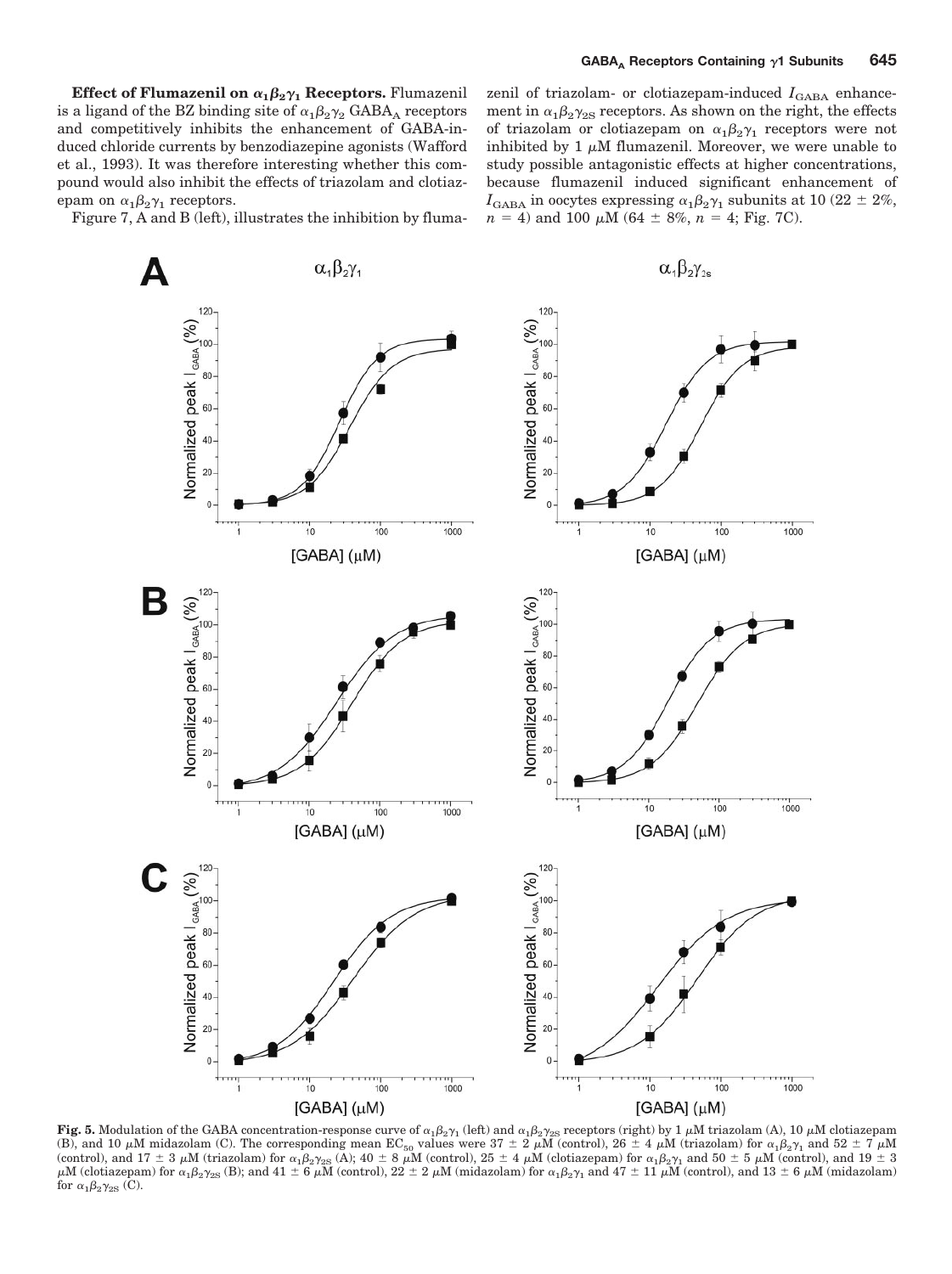**Effect of Flumazenil on $\alpha_1\beta_2\gamma_1$ Receptors.** Flumazenil is a ligand of the BZ binding site of $\alpha_1\beta_2\gamma_2$ $GABA_A$ receptors and competitively inhibits the enhancement of GABA-induced chloride currents by benzodiazepine agonists (Wafford et al., 1993). It was therefore interesting whether this compound would also inhibit the effects of triazolam and clotiazepam on $\alpha_1\beta_2\gamma_1$ receptors.

Figure 7, A and B (left), illustrates the inhibition by flumazenil of triazolam- or clotiazepam-induced $I_{GABA}$ enhancement in $\alpha_1\beta_2\gamma_{2S}$ receptors. As shown on the right, the effects of triazolam or clotiazepam on $\alpha_1\beta_2\gamma_1$ receptors were not inhibited by 1 $\mu$M flumazenil. Moreover, we were unable to study possible antagonistic effects at higher concentrations, because flumazenil induced significant enhancement of $I_{GABA}$ in oocytes expressing $\alpha_1\beta_2\gamma_1$ subunits at 10 (22 ± 2%, $n$ = 4) and 100 $\mu$M (64 ± 8%, $n$ = 4; Fig. 7C).

**Fig. 5.** Modulation of the GABA concentration-response curve of $\alpha_1\beta_2\gamma_1$ (left) and $\alpha_1\beta_2\gamma_{2S}$ receptors (right) by 1 $\mu$M triazolam (A), 10 $\mu$M clotiazepam (B), and 10 $\mu$M midazolam (C). The corresponding mean $EC_{50}$ values were 37 ± 2 $\mu$M (control), 26 ± 4 $\mu$M (triazolam) for $\alpha_1\beta_2\gamma_1$ and 52 ± 7 $\mu$M (control), and 17 ± 3 $\mu$M (triazolam) for $\alpha_1\beta_2\gamma_{2S}$ (A); 40 ± 8 $\mu$M (control), 25 ± 4 $\mu$M (clotiazepam) for $\alpha_1\beta_2\gamma_1$ and 50 ± 5 $\mu$M (control), and 19 ± 3 $\mu$M (clotiazepam) for $\alpha_1\beta_2\gamma_{2S}$ (B); and 41 ± 6 $\mu$M (control), 22 ± 2 $\mu$M (midazolam) for $\alpha_1\beta_2\gamma_1$ and 47 ± 11 $\mu$M (control), and 13 ± 6 $\mu$M (midazolam) for $\alpha_1\beta_2\gamma_{2S}$ (C).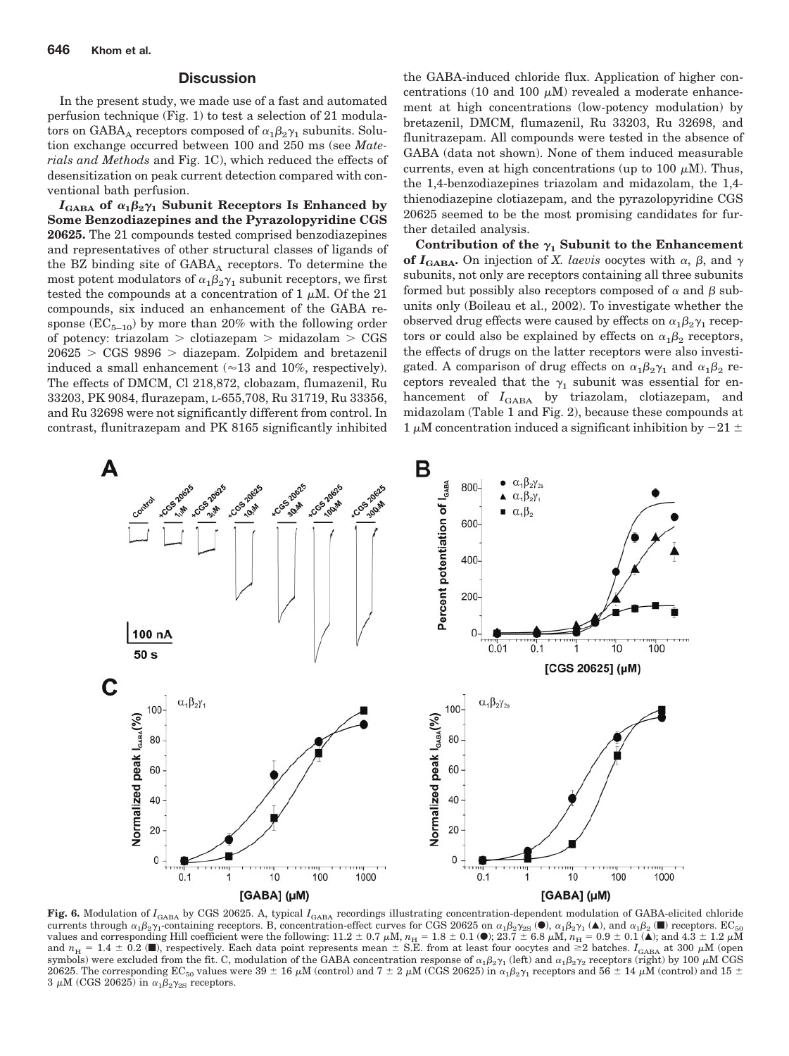## Discussion

In the present study, we made use of a fast and automated perfusion technique (Fig. 1) to test a selection of 21 modulators on $GABA_A$ receptors composed of $\alpha_1\beta_2\gamma_1$ subunits. Solution exchange occurred between 100 and 250 ms (see *Materials and Methods* and Fig. 1C), which reduced the effects of desensitization on peak current detection compared with conventional bath perfusion.

**$I_{GABA}$ of $\alpha_1\beta_2\gamma_1$ Subunit Receptors Is Enhanced by Some Benzodiazepines and the Pyrazolopyridine CGS 20625.** The 21 compounds tested comprised benzodiazepines and representatives of other structural classes of ligands of the BZ binding site of $GABA_A$ receptors. To determine the most potent modulators of $\alpha_1\beta_2\gamma_1$ subunit receptors, we first tested the compounds at a concentration of 1 μM. Of the 21 compounds, six induced an enhancement of the GABA response ($EC_{5-10}$) by more than 20% with the following order of potency: triazolam > clotiazepam > midazolam > CGS 20625 > CGS 9896 > diazepam. Zolpidem and bretazenil induced a small enhancement (≈13 and 10%, respectively). The effects of DMCM, Cl 218,872, clobazam, flumazenil, Ru 33203, PK 9084, flurazepam, L-655,708, Ru 31719, Ru 33356, and Ru 32698 were not significantly different from control. In contrast, flunitrazepam and PK 8165 significantly inhibited the GABA-induced chloride flux. Application of higher concentrations (10 and 100 μM) revealed a moderate enhancement at high concentrations (low-potency modulation) by bretazenil, DMCM, flumazenil, Ru 33203, Ru 32698, and flunitrazepam. All compounds were tested in the absence of GABA (data not shown). None of them induced measurable currents, even at high concentrations (up to 100 μM). Thus, the 1,4-benzodiazepines triazolam and midazolam, the 1,4-thienodiazepine clotiazepam, and the pyrazolopyridine CGS 20625 seemed to be the most promising candidates for further detailed analysis.

**Contribution of the $\gamma_1$ Subunit to the Enhancement of $I_{GABA}$.** On injection of *X. laevis* oocytes with α, β, and γ subunits, not only are receptors containing all three subunits formed but possibly also receptors composed of α and β subunits only (Boileau et al., 2002). To investigate whether the observed drug effects were caused by effects on $\alpha_1\beta_2\gamma_1$ receptors or could also be explained by effects on $\alpha_1\beta_2$ receptors, the effects of drugs on the latter receptors were also investigated. A comparison of drug effects on $\alpha_1\beta_2\gamma_1$ and $\alpha_1\beta_2$ receptors revealed that the $\gamma_1$ subunit was essential for enhancement of $I_{GABA}$ by triazolam, clotiazepam, and midazolam (Table 1 and Fig. 2), because these compounds at 1 μM concentration induced a significant inhibition by −21 ±

**Fig. 6.** Modulation of $I_{GABA}$ by CGS 20625. A, typical $I_{GABA}$ recordings illustrating concentration-dependent modulation of GABA-elicited chloride currents through $\alpha_1\beta_2\gamma_1$-containing receptors. B, concentration-effect curves for CGS 20625 on $\alpha_1\beta_2\gamma_{2S}$ (●), $\alpha_1\beta_2\gamma_1$ (▲), and $\alpha_1\beta_2$ (■) receptors. $EC_{50}$ values and corresponding Hill coefficient were the following: 11.2 ± 0.7 μM, $n_H$ = 1.8 ± 0.1 (●); 23.7 ± 6.8 μM, $n_H$ = 0.9 ± 0.1 (▲); and 4.3 ± 1.2 μM and $n_H$ = 1.4 ± 0.2 (■), respectively. Each data point represents mean ± S.E. from at least four oocytes and ≥2 batches. $I_{GABA}$ at 300 μM (open symbols) were excluded from the fit. C, modulation of the GABA concentration response of $\alpha_1\beta_2\gamma_1$ (left) and $\alpha_1\beta_2\gamma_2$ receptors (right) by 100 μM CGS 20625. The corresponding $EC_{50}$ values were 39 ± 16 μM (control) and 7 ± 2 μM (CGS 20625) in $\alpha_1\beta_2\gamma_1$ receptors and 56 ± 14 μM (control) and 15 ± 3 μM (CGS 20625) in $\alpha_1\beta_2\gamma_{2S}$ receptors.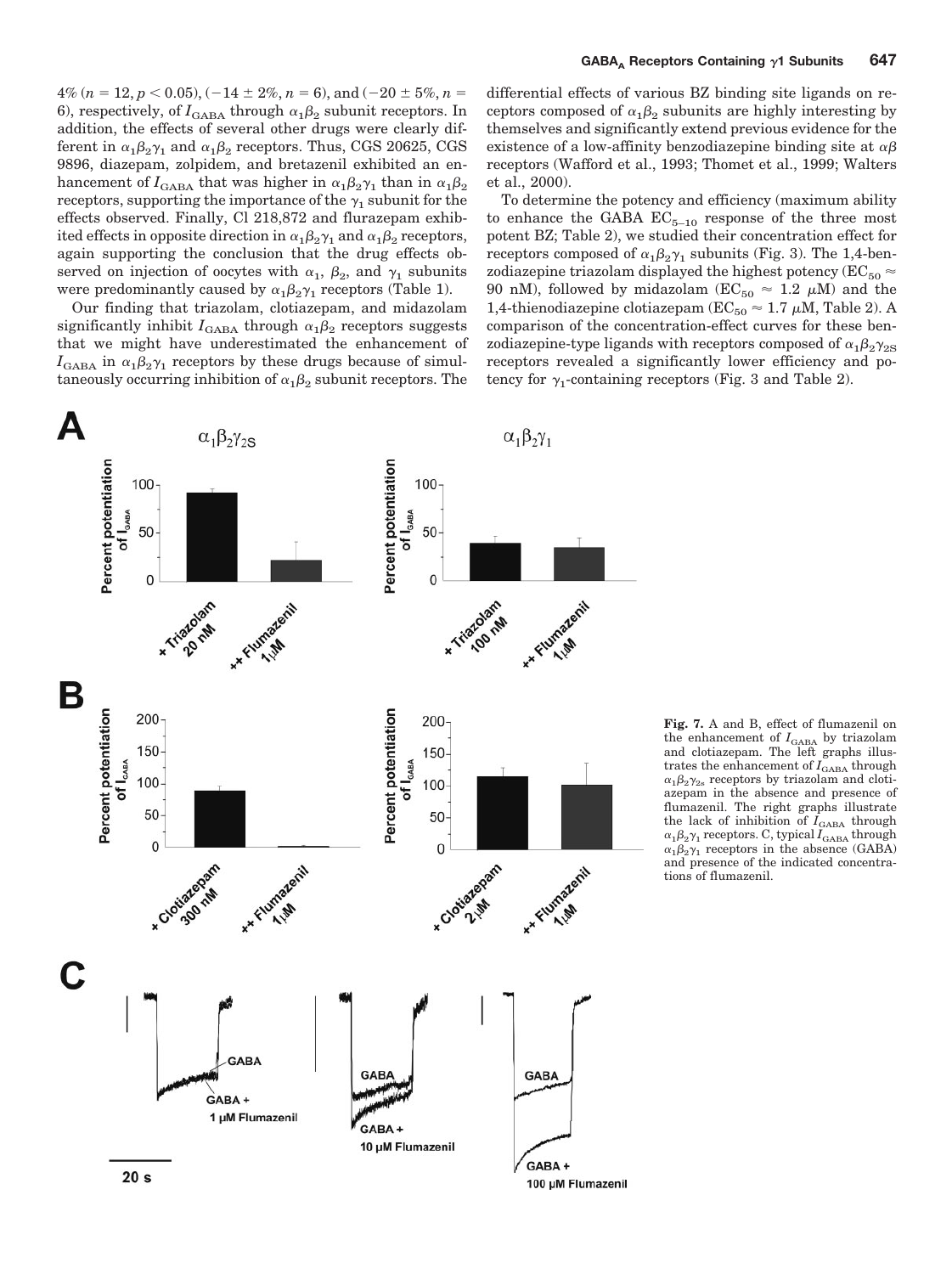4% ($n = 12$, $p < 0.05$), ($-14 \pm 2$%, $n = 6$), and ($-20 \pm 5$%, $n = 6$), respectively, of $I_{GABA}$ through $\alpha_1\beta_2$ subunit receptors. In addition, the effects of several other drugs were clearly different in $\alpha_1\beta_2\gamma_1$ and $\alpha_1\beta_2$ receptors. Thus, CGS 20625, CGS 9896, diazepam, zolpidem, and bretazenil exhibited an enhancement of $I_{GABA}$ that was higher in $\alpha_1\beta_2\gamma_1$ than in $\alpha_1\beta_2$ receptors, supporting the importance of the $\gamma_1$ subunit for the effects observed. Finally, Cl 218,872 and flurazepam exhibited effects in opposite direction in $\alpha_1\beta_2\gamma_1$ and $\alpha_1\beta_2$ receptors, again supporting the conclusion that the drug effects observed on injection of oocytes with $\alpha_1$, $\beta_2$, and $\gamma_1$ subunits were predominantly caused by $\alpha_1\beta_2\gamma_1$ receptors (Table 1).

Our finding that triazolam, clotiazepam, and midazolam significantly inhibit $I_{GABA}$ through $\alpha_1\beta_2$ receptors suggests that we might have underestimated the enhancement of $I_{GABA}$ in $\alpha_1\beta_2\gamma_1$ receptors by these drugs because of simultaneously occurring inhibition of $\alpha_1\beta_2$ subunit receptors. The differential effects of various BZ binding site ligands on receptors composed of $\alpha_1\beta_2$ subunits are highly interesting by themselves and significantly extend previous evidence for the existence of a low-affinity benzodiazepine binding site at $\alpha\beta$ receptors (Wafford et al., 1993; Thomet et al., 1999; Walters et al., 2000).

To determine the potency and efficiency (maximum ability to enhance the GABA $EC_{5-10}$ response of the three most potent BZ; Table 2), we studied their concentration effect for receptors composed of $\alpha_1\beta_2\gamma_1$ subunits (Fig. 3). The 1,4-benzodiazepine triazolam displayed the highest potency ($EC_{50} \approx$ 90 nM), followed by midazolam ($EC_{50} \approx 1.2$ μM) and the 1,4-thienodiazepine clotiazepam ($EC_{50} \approx 1.7$ μM, Table 2). A comparison of the concentration-effect curves for these benzodiazepine-type ligands with receptors composed of $\alpha_1\beta_2\gamma_{2S}$ receptors revealed a significantly lower efficiency and potency for $\gamma_1$-containing receptors (Fig. 3 and Table 2).

**Fig. 7.** A and B, effect of flumazenil on the enhancement of $I_{GABA}$ by triazolam and clotiazepam. The left graphs illustrates the enhancement of $I_{GABA}$ through $\alpha_1\beta_2\gamma_{2s}$ receptors by triazolam and clotiazepam in the absence and presence of flumazenil. The right graphs illustrate the lack of inhibition of $I_{GABA}$ through $\alpha_1\beta_2\gamma_1$ receptors. C, typical $I_{GABA}$ through $\alpha_1\beta_2\gamma_1$ receptors in the absence (GABA) and presence of the indicated concentrations of flumazenil.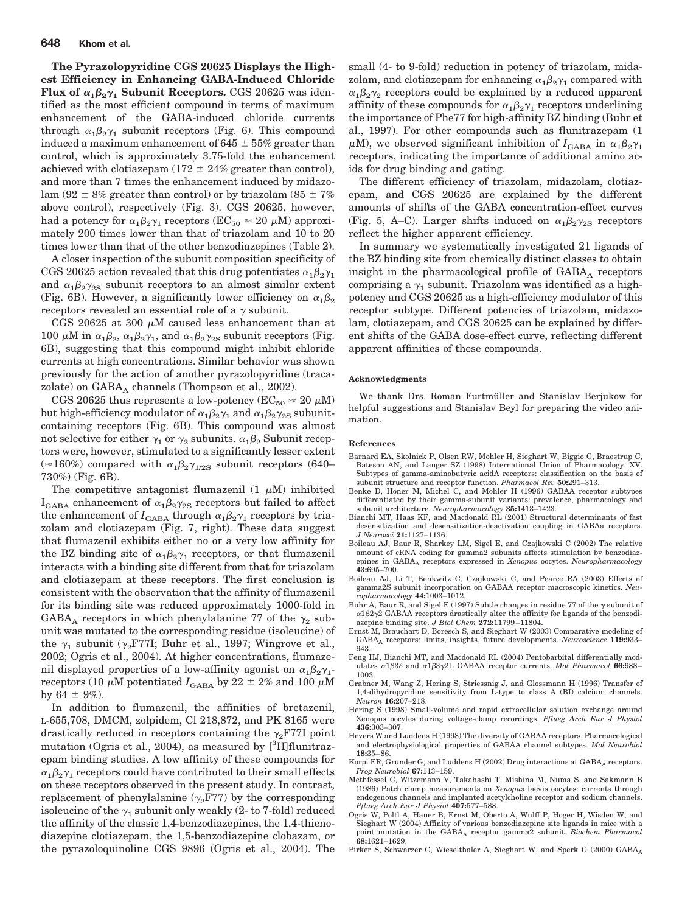**The Pyrazolopyridine CGS 20625 Displays the Highest Efficiency in Enhancing GABA-Induced Chloride Flux of $\alpha_1\beta_2\gamma_1$ Subunit Receptors.** CGS 20625 was identified as the most efficient compound in terms of maximum enhancement of the GABA-induced chloride currents through $\alpha_1\beta_2\gamma_1$ subunit receptors (Fig. 6). This compound induced a maximum enhancement of 645 ± 55% greater than control, which is approximately 3.75-fold the enhancement achieved with clotiazepam (172 ± 24% greater than control), and more than 7 times the enhancement induced by midazolam (92 ± 8% greater than control) or by triazolam (85 ± 7% above control), respectively (Fig. 3). CGS 20625, however, had a potency for $\alpha_1\beta_2\gamma_1$ receptors ($EC_{50} \approx 20$ μM) approximately 200 times lower than that of triazolam and 10 to 20 times lower than that of the other benzodiazepines (Table 2).

A closer inspection of the subunit composition specificity of CGS 20625 action revealed that this drug potentiates $\alpha_1\beta_2\gamma_1$ and $\alpha_1\beta_2\gamma_{2S}$ subunit receptors to an almost similar extent (Fig. 6B). However, a significantly lower efficiency on $\alpha_1\beta_2$ receptors revealed an essential role of a γ subunit.

CGS 20625 at 300 μM caused less enhancement than at 100 μM in $\alpha_1\beta_2$, $\alpha_1\beta_2\gamma_1$, and $\alpha_1\beta_2\gamma_{2S}$ subunit receptors (Fig. 6B), suggesting that this compound might inhibit chloride currents at high concentrations. Similar behavior was shown previously for the action of another pyrazolopyridine (tracazolate) on $GABA_A$ channels (Thompson et al., 2002).

CGS 20625 thus represents a low-potency ($EC_{50} \approx 20$ μM) but high-efficiency modulator of $\alpha_1\beta_2\gamma_1$ and $\alpha_1\beta_2\gamma_{2S}$ subunit-containing receptors (Fig. 6B). This compound was almost not selective for either $\gamma_1$ or $\gamma_2$ subunits. $\alpha_1\beta_2$ Subunit receptors were, however, stimulated to a significantly lesser extent (≈160%) compared with $\alpha_1\beta_2\gamma_{1/2S}$ subunit receptors (640–730%) (Fig. 6B).

The competitive antagonist flumazenil (1 μM) inhibited $I_{GABA}$ enhancement of $\alpha_1\beta_2\gamma_{2S}$ receptors but failed to affect the enhancement of $I_{GABA}$ through $\alpha_1\beta_2\gamma_1$ receptors by triazolam and clotiazepam (Fig. 7, right). These data suggest that flumazenil exhibits either no or a very low affinity for the BZ binding site of $\alpha_1\beta_2\gamma_1$ receptors, or that flumazenil interacts with a binding site different from that for triazolam and clotiazepam at these receptors. The first conclusion is consistent with the observation that the affinity of flumazenil for its binding site was reduced approximately 1000-fold in $GABA_A$ receptors in which phenylalanine 77 of the $\gamma_2$ subunit was mutated to the corresponding residue (isoleucine) of the $\gamma_1$ subunit ($\gamma_2$F77I; Buhr et al., 1997; Wingrove et al., 2002; Ogris et al., 2004). At higher concentrations, flumazenil displayed properties of a low-affinity agonist on $\alpha_1\beta_2\gamma_1$-receptors (10 μM potentiated $I_{GABA}$ by 22 ± 2% and 100 μM by 64 ± 9%).

In addition to flumazenil, the affinities of bretazenil, L-655,708, DMCM, zolpidem, Cl 218,872, and PK 8165 were drastically reduced in receptors containing the $\gamma_2$F77I point mutation (Ogris et al., 2004), as measured by [$^3$H]flunitrazepam binding studies. A low affinity of these compounds for $\alpha_1\beta_2\gamma_1$ receptors could have contributed to their small effects on these receptors observed in the present study. In contrast, replacement of phenylalanine ($\gamma_2$F77) by the corresponding isoleucine of the $\gamma_1$ subunit only weakly (2- to 7-fold) reduced the affinity of the classic 1,4-benzodiazepines, the 1,4-thienodiazepine clotiazepam, the 1,5-benzodiazepine clobazam, or the pyrazoloquinoline CGS 9896 (Ogris et al., 2004). The small (4- to 9-fold) reduction in potency of triazolam, midazolam, and clotiazepam for enhancing $\alpha_1\beta_2\gamma_1$ compared with $\alpha_1\beta_2\gamma_2$ receptors could be explained by a reduced apparent affinity of these compounds for $\alpha_1\beta_2\gamma_1$ receptors underlining the importance of Phe77 for high-affinity BZ binding (Buhr et al., 1997). For other compounds such as flunitrazepam (1 μM), we observed significant inhibition of $I_{GABA}$ in $\alpha_1\beta_2\gamma_1$ receptors, indicating the importance of additional amino acids for drug binding and gating.

The different efficiency of triazolam, midazolam, clotiazepam, and CGS 20625 are explained by the different amounts of shifts of the GABA concentration-effect curves (Fig. 5, A–C). Larger shifts induced on $\alpha_1\beta_2\gamma_{2S}$ receptors reflect the higher apparent efficiency.

In summary we systematically investigated 21 ligands of the BZ binding site from chemically distinct classes to obtain insight in the pharmacological profile of $GABA_A$ receptors comprising a $\gamma_1$ subunit. Triazolam was identified as a high-potency and CGS 20625 as a high-efficiency modulator of this receptor subtype. Different potencies of triazolam, midazolam, clotiazepam, and CGS 20625 can be explained by different shifts of the GABA dose-effect curve, reflecting different apparent affinities of these compounds.

#### Acknowledgments

We thank Drs. Roman Furtmüller and Stanislav Berjukow for helpful suggestions and Stanislav Beyl for preparing the video animation.

#### References

Barnard EA, Skolnick P, Olsen RW, Mohler H, Sieghart W, Biggio G, Braestrup C, Bateson AN, and Langer SZ (1998) International Union of Pharmacology. XV. Subtypes of gamma-aminobutyric acidA receptors: classification on the basis of subunit structure and receptor function. *Pharmacol Rev* **50:**291–313.

Benke D, Honer M, Michel C, and Mohler H (1996) GABAA receptor subtypes differentiated by their gamma-subunit variants: prevalence, pharmacology and subunit architecture. *Neuropharmacology* **35:**1413–1423.

Bianchi MT, Haas KF, and Macdonald RL (2001) Structural determinants of fast desensitization and desensitization-deactivation coupling in GABAa receptors. *J Neurosci* **21:**1127–1136.

Boileau AJ, Baur R, Sharkey LM, Sigel E, and Czajkowski C (2002) The relative amount of cRNA coding for gamma2 subunits affects stimulation by benzodiazepines in $GABA_A$ receptors expressed in *Xenopus* oocytes. *Neuropharmacology* **43:**695–700.

Boileau AJ, Li T, Benkwitz C, Czajkowski C, and Pearce RA (2003) Effects of gamma2S subunit incorporation on GABAA receptor macroscopic kinetics. *Neuropharmacology* **44:**1003–1012.

Buhr A, Baur R, and Sigel E (1997) Subtle changes in residue 77 of the γ subunit of α1β2γ2 GABAA receptors drastically alter the affinity for ligands of the benzodiazepine binding site. *J Biol Chem* **272:**11799–11804.

Ernst M, Brauchart D, Boresch S, and Sieghart W (2003) Comparative modeling of $GABA_A$ receptors: limits, insights, future developments. *Neuroscience* **119:**933–943.

Feng HJ, Bianchi MT, and Macdonald RL (2004) Pentobarbital differentially modulates α1β3δ and α1β3γ2L GABAA receptor currents. *Mol Pharmacol* **66:**988–1003.

Grabner M, Wang Z, Hering S, Striessnig J, and Glossmann H (1996) Transfer of 1,4-dihydropyridine sensitivity from L-type to class A (BI) calcium channels. *Neuron* **16:**207–218.

Hering S (1998) Small-volume and rapid extracellular solution exchange around Xenopus oocytes during voltage-clamp recordings. *Pflueg Arch Eur J Physiol* **436:**303–307.

Hevers W and Luddens H (1998) The diversity of GABAA receptors. Pharmacological and electrophysiological properties of GABAA channel subtypes. *Mol Neurobiol* **18:**35–86.

Korpi ER, Grunder G, and Luddens H (2002) Drug interactions at $GABA_A$ receptors. *Prog Neurobiol* **67:**113–159.

Methfessel C, Witzemann V, Takahashi T, Mishina M, Numa S, and Sakmann B (1986) Patch clamp measurements on *Xenopus* laevis oocytes: currents through endogenous channels and implanted acetylcholine receptor and sodium channels. *Pflueg Arch Eur J Physiol* **407:**577–588.

Ogris W, Poltl A, Hauer B, Ernst M, Oberto A, Wulff P, Hoger H, Wisden W, and Sieghart W (2004) Affinity of various benzodiazepine site ligands in mice with a point mutation in the $GABA_A$ receptor gamma2 subunit. *Biochem Pharmacol* **68:**1621–1629.

Pirker S, Schwarzer C, Wieselthaler A, Sieghart W, and Sperk G (2000) $GABA_A$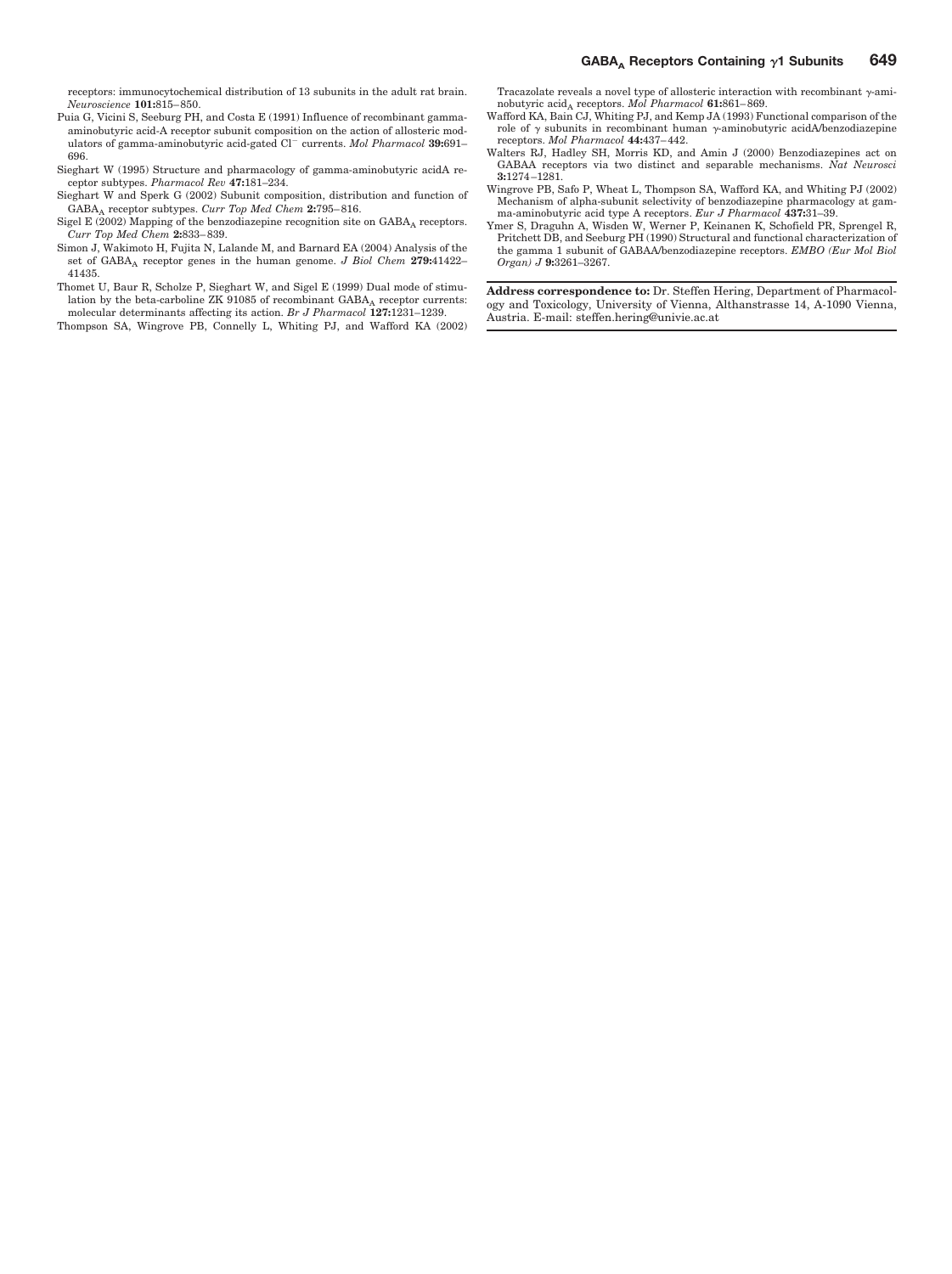receptors: immunocytochemical distribution of 13 subunits in the adult rat brain. *Neuroscience* **101:**815–850.

Puia G, Vicini S, Seeburg PH, and Costa E (1991) Influence of recombinant gamma-aminobutyric acid-A receptor subunit composition on the action of allosteric modulators of gamma-aminobutyric acid-gated $Cl^-$ currents. *Mol Pharmacol* **39:**691–696.

Sieghart W (1995) Structure and pharmacology of gamma-aminobutyric acidA receptor subtypes. *Pharmacol Rev* **47:**181–234.

Sieghart W and Sperk G (2002) Subunit composition, distribution and function of $GABA_A$ receptor subtypes. *Curr Top Med Chem* **2:**795–816.

Sigel E (2002) Mapping of the benzodiazepine recognition site on $GABA_A$ receptors. *Curr Top Med Chem* **2:**833–839.

Simon J, Wakimoto H, Fujita N, Lalande M, and Barnard EA (2004) Analysis of the set of $GABA_A$ receptor genes in the human genome. *J Biol Chem* **279:**41422–41435.

Thomet U, Baur R, Scholze P, Sieghart W, and Sigel E (1999) Dual mode of stimulation by the beta-carboline ZK 91085 of recombinant $GABA_A$ receptor currents: molecular determinants affecting its action. *Br J Pharmacol* **127:**1231–1239.

Thompson SA, Wingrove PB, Connelly L, Whiting PJ, and Wafford KA (2002) Tracazolate reveals a novel type of allosteric interaction with recombinant γ-aminobutyric $acid_A$ receptors. *Mol Pharmacol* **61:**861–869.

Wafford KA, Bain CJ, Whiting PJ, and Kemp JA (1993) Functional comparison of the role of γ subunits in recombinant human γ-aminobutyric acidA/benzodiazepine receptors. *Mol Pharmacol* **44:**437–442.

Walters RJ, Hadley SH, Morris KD, and Amin J (2000) Benzodiazepines act on GABAA receptors via two distinct and separable mechanisms. *Nat Neurosci* **3:**1274–1281.

Wingrove PB, Safo P, Wheat L, Thompson SA, Wafford KA, and Whiting PJ (2002) Mechanism of alpha-subunit selectivity of benzodiazepine pharmacology at gamma-aminobutyric acid type A receptors. *Eur J Pharmacol* **437:**31–39.

Ymer S, Draguhn A, Wisden W, Werner P, Keinanen K, Schofield PR, Sprengel R, Pritchett DB, and Seeburg PH (1990) Structural and functional characterization of the gamma 1 subunit of GABAA/benzodiazepine receptors. *EMBO (Eur Mol Biol Organ) J* **9:**3261–3267.

**Address correspondence to:** Dr. Steffen Hering, Department of Pharmacology and Toxicology, University of Vienna, Althanstrasse 14, A-1090 Vienna, Austria. E-mail: steffen.hering@univie.ac.at